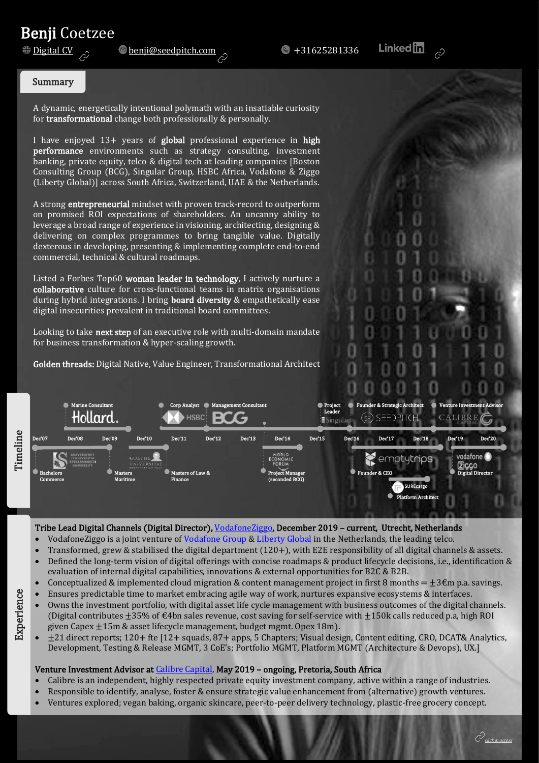# Benji Coetzee

Digital CV | benji@seedpitch.com | +31625281336 | LinkedIn

## Summary

A dynamic, energetically intentional polymath with an insatiable curiosity for **transformational** change both professionally & personally.

I have enjoyed 13+ years of **global** professional experience in **high performance** environments such as strategy consulting, investment banking, private equity, telco & digital tech at leading companies [Boston Consulting Group (BCG), Singular Group, HSBC Africa, Vodafone & Ziggo (Liberty Global)] across South Africa, Switzerland, UAE & the Netherlands.

A strong **entrepreneurial** mindset with proven track-record to outperform on promised ROI expectations of shareholders. An uncanny ability to leverage a broad range of experience in visioning, architecting, designing & delivering on complex programmes to bring tangible value. Digitally dexterous in developing, presenting & implementing complete end-to-end commercial, technical & cultural roadmaps.

Listed a Forbes Top60 **woman leader in technology**, I actively nurture a **collaborative** culture for cross-functional teams in matrix organisations during hybrid integrations. I bring **board diversity** & empathetically ease digital insecurities prevalent in traditional board committees.

Looking to take **next step** of an executive role with multi-domain mandate for business transformation & hyper-scaling growth.

**Golden threads:** Digital Native, Value Engineer, Transformational Architect

## Timeline

Dec'07 | Dec'08 | Dec'09 | Dec'10 | Dec'11 | Dec'12 | Dec'13 | Dec'14 | Dec'15 | Dec'16 | Dec'17 | Dec'18 | Dec'19 | Dec'20

- Marine Consultant – Hollard
- Corp Analyst – HSBC
- Management Consultant – BCG
- Project Leader – Singular
- Founder & Strategic Architect – SEEDPITCH
- Venture Investment Advisor – Calibre Capital
- Bachelors Commerce – Universiteit Stellenbosch University
- Masters Maritime
- Masters of Law & Finance – Goethe Universitat
- Project Manager (seconded BCG) – World Economic Forum
- Founder & CEO – emptytrips
- Platform Architect – SUREcargo
- Digital Director – Vodafone Ziggo

## Experience

**Tribe Lead Digital Channels (Digital Director), VodafoneZiggo, December 2019 – current, Utrecht, Netherlands**

- VodafoneZiggo is a joint venture of Vodafone Group & Liberty Global in the Netherlands, the leading telco.
- Transformed, grew & stabilised the digital department (120+), with E2E responsibility of all digital channels & assets.
- Defined the long-term vision of digital offerings with concise roadmaps & product lifecycle decisions, i.e., identification & evaluation of internal digital capabilities, innovations & external opportunities for B2C & B2B.
- Conceptualized & implemented cloud migration & content management project in first 8 months = ±3€m p.a. savings.
- Ensures predictable time to market embracing agile way of work, nurtures expansive ecosystems & interfaces.
- Owns the investment portfolio, with digital asset life cycle management with business outcomes of the digital channels. (Digital contributes ±35% of €4bn sales revenue, cost saving for self-service with ±150k calls reduced p.a, high ROI given Capex ±15m & asset lifecycle management, budget mgmt. Opex 18m).
- ±21 direct reports; 120+ fte [12+ squads, 87+ apps, 5 Chapters; Visual design, Content editing, CRO, DCAT& Analytics, Development, Testing & Release MGMT, 3 CoE's; Portfolio MGMT, Platform MGMT (Architecture & Devops), UX.]

**Venture Investment Advisor at Calibre Capital, May 2019 – ongoing, Pretoria, South Africa**

- Calibre is an independent, highly respected private equity investment company, active within a range of industries.
- Responsible to identify, analyse, foster & ensure strategic value enhancement from (alternative) growth ventures.
- Ventures explored; vegan baking, organic skincare, peer-to-peer delivery technology, plastic-free grocery concept.

click to access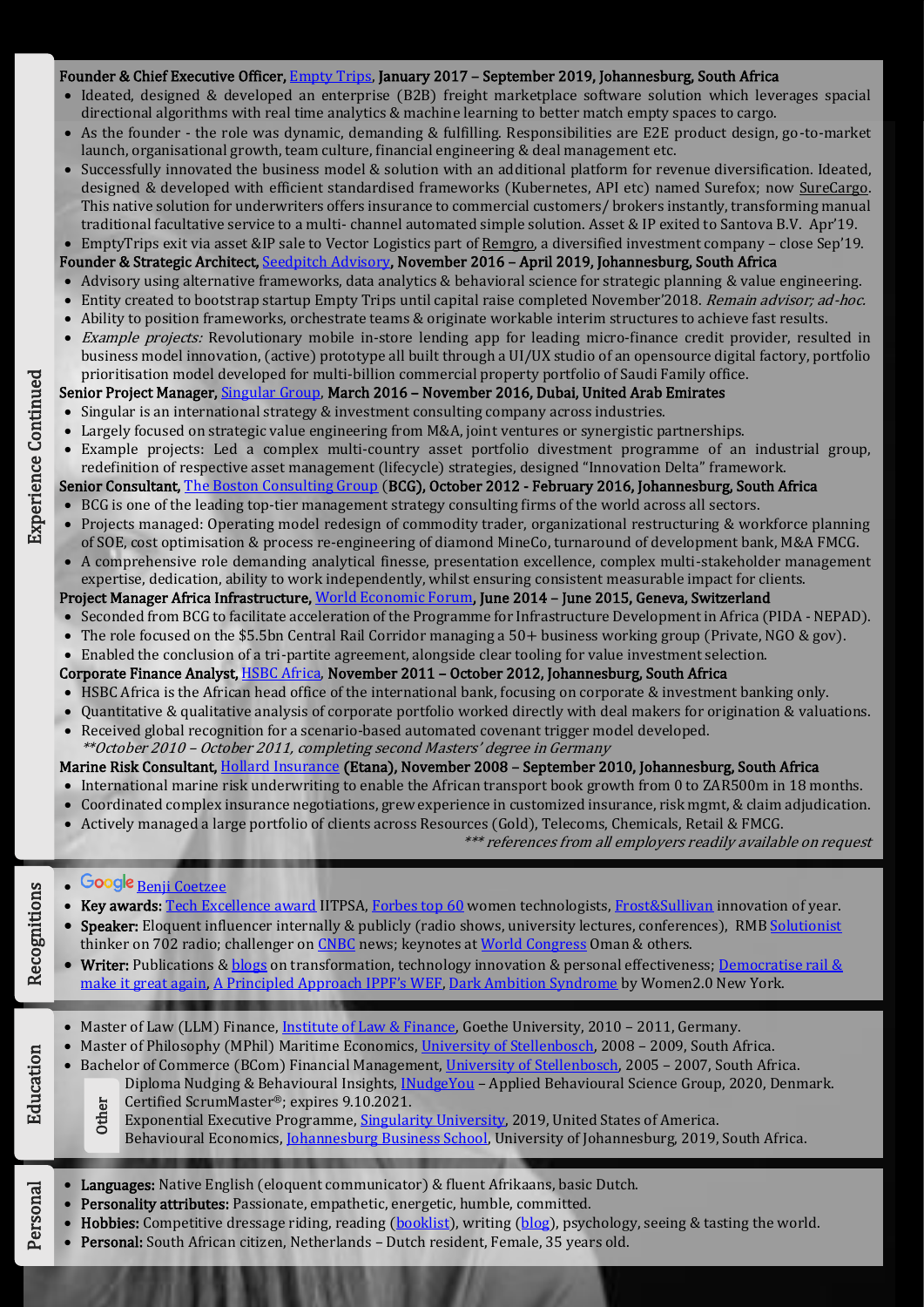## Experience Continued

**Founder & Chief Executive Officer, Empty Trips, January 2017 – September 2019, Johannesburg, South Africa**

- Ideated, designed & developed an enterprise (B2B) freight marketplace software solution which leverages spacial directional algorithms with real time analytics & machine learning to better match empty spaces to cargo.
- As the founder - the role was dynamic, demanding & fulfilling. Responsibilities are E2E product design, go-to-market launch, organisational growth, team culture, financial engineering & deal management etc.
- Successfully innovated the business model & solution with an additional platform for revenue diversification. Ideated, designed & developed with efficient standardised frameworks (Kubernetes, API etc) named Surefox; now SureCargo. This native solution for underwriters offers insurance to commercial customers/ brokers instantly, transforming manual traditional facultative service to a multi- channel automated simple solution. Asset & IP exited to Santova B.V. Apr'19.
- EmptyTrips exit via asset &IP sale to Vector Logistics part of Remgro, a diversified investment company – close Sep'19.

**Founder & Strategic Architect, Seedpitch Advisory, November 2016 – April 2019, Johannesburg, South Africa**

- Advisory using alternative frameworks, data analytics & behavioral science for strategic planning & value engineering.
- Entity created to bootstrap startup Empty Trips until capital raise completed November'2018. *Remain advisor; ad-hoc.*
- Ability to position frameworks, orchestrate teams & originate workable interim structures to achieve fast results.
- *Example projects:* Revolutionary mobile in-store lending app for leading micro-finance credit provider, resulted in business model innovation, (active) prototype all built through a UI/UX studio of an opensource digital factory, portfolio prioritisation model developed for multi-billion commercial property portfolio of Saudi Family office.

**Senior Project Manager, Singular Group, March 2016 – November 2016, Dubai, United Arab Emirates**

- Singular is an international strategy & investment consulting company across industries.
- Largely focused on strategic value engineering from M&A, joint ventures or synergistic partnerships.
- Example projects: Led a complex multi-country asset portfolio divestment programme of an industrial group, redefinition of respective asset management (lifecycle) strategies, designed "Innovation Delta" framework.

**Senior Consultant, The Boston Consulting Group (BCG), October 2012 - February 2016, Johannesburg, South Africa**

- BCG is one of the leading top-tier management strategy consulting firms of the world across all sectors.
- Projects managed: Operating model redesign of commodity trader, organizational restructuring & workforce planning of SOE, cost optimisation & process re-engineering of diamond MineCo, turnaround of development bank, M&A FMCG.
- A comprehensive role demanding analytical finesse, presentation excellence, complex multi-stakeholder management expertise, dedication, ability to work independently, whilst ensuring consistent measurable impact for clients.

**Project Manager Africa Infrastructure, World Economic Forum, June 2014 – June 2015, Geneva, Switzerland**

- Seconded from BCG to facilitate acceleration of the Programme for Infrastructure Development in Africa (PIDA - NEPAD).
- The role focused on the $5.5bn Central Rail Corridor managing a 50+ business working group (Private, NGO & gov).
- Enabled the conclusion of a tri-partite agreement, alongside clear tooling for value investment selection.

**Corporate Finance Analyst, HSBC Africa, November 2011 – October 2012, Johannesburg, South Africa**

- HSBC Africa is the African head office of the international bank, focusing on corporate & investment banking only.
- Quantitative & qualitative analysis of corporate portfolio worked directly with deal makers for origination & valuations.
- Received global recognition for a scenario-based automated covenant trigger model developed.

*\*\*October 2010 – October 2011, completing second Masters' degree in Germany*

**Marine Risk Consultant, Hollard Insurance (Etana), November 2008 – September 2010, Johannesburg, South Africa**

- International marine risk underwriting to enable the African transport book growth from 0 to ZAR500m in 18 months.
- Coordinated complex insurance negotiations, grew experience in customized insurance, risk mgmt, & claim adjudication.
- Actively managed a large portfolio of clients across Resources (Gold), Telecoms, Chemicals, Retail & FMCG.

*\*\*\* references from all employers readily available on request*

## Recognitions

- Google Benji Coetzee
- **Key awards:** Tech Excellence award IITPSA, Forbes top 60 women technologists, Frost&Sullivan innovation of year.
- **Speaker:** Eloquent influencer internally & publicly (radio shows, university lectures, conferences), RMB Solutionist thinker on 702 radio; challenger on CNBC news; keynotes at World Congress Oman & others.
- **Writer:** Publications & blogs on transformation, technology innovation & personal effectiveness; Democratise rail & make it great again, A Principled Approach IPPF's WEF, Dark Ambition Syndrome by Women2.0 New York.

## Education

- Master of Law (LLM) Finance, Institute of Law & Finance, Goethe University, 2010 – 2011, Germany.
- Master of Philosophy (MPhil) Maritime Economics, University of Stellenbosch, 2008 – 2009, South Africa.
- Bachelor of Commerce (BCom) Financial Management, University of Stellenbosch, 2005 – 2007, South Africa.

**Other**

- Diploma Nudging & Behavioural Insights, INudgeYou – Applied Behavioural Science Group, 2020, Denmark.
- Certified ScrumMaster®; expires 9.10.2021.
- Exponential Executive Programme, Singularity University, 2019, United States of America.
- Behavioural Economics, Johannesburg Business School, University of Johannesburg, 2019, South Africa.

## Personal

- **Languages:** Native English (eloquent communicator) & fluent Afrikaans, basic Dutch.
- **Personality attributes:** Passionate, empathetic, energetic, humble, committed.
- **Hobbies:** Competitive dressage riding, reading (booklist), writing (blog), psychology, seeing & tasting the world.
- **Personal:** South African citizen, Netherlands – Dutch resident, Female, 35 years old.